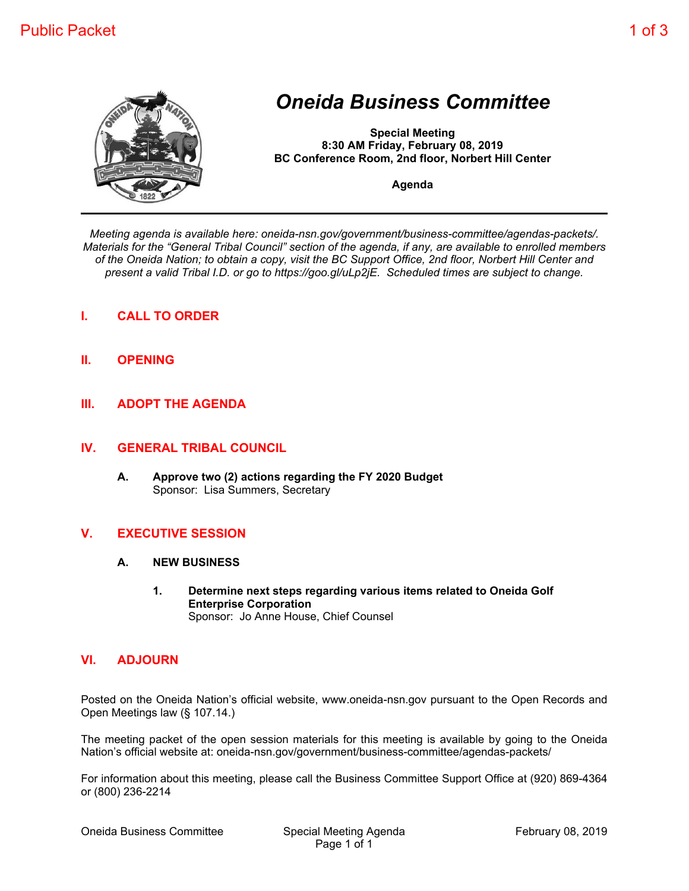# Oneida Business Committee

**Special Meeting**
**8:30 AM Friday, February 08, 2019**
**BC Conference Room, 2nd floor, Norbert Hill Center**

**Agenda**

---

*Meeting agenda is available here: oneida-nsn.gov/government/business-committee/agendas-packets/. Materials for the "General Tribal Council" section of the agenda, if any, are available to enrolled members of the Oneida Nation; to obtain a copy, visit the BC Support Office, 2nd floor, Norbert Hill Center and present a valid Tribal I.D. or go to https://goo.gl/uLp2jE. Scheduled times are subject to change.*

## I. CALL TO ORDER

## II. OPENING

## III. ADOPT THE AGENDA

## IV. GENERAL TRIBAL COUNCIL

**A. Approve two (2) actions regarding the FY 2020 Budget**
Sponsor: Lisa Summers, Secretary

## V. EXECUTIVE SESSION

**A. NEW BUSINESS**

**1. Determine next steps regarding various items related to Oneida Golf Enterprise Corporation**
Sponsor: Jo Anne House, Chief Counsel

## VI. ADJOURN

Posted on the Oneida Nation's official website, www.oneida-nsn.gov pursuant to the Open Records and Open Meetings law (§ 107.14.)

The meeting packet of the open session materials for this meeting is available by going to the Oneida Nation's official website at: oneida-nsn.gov/government/business-committee/agendas-packets/

For information about this meeting, please call the Business Committee Support Office at (920) 869-4364 or (800) 236-2214